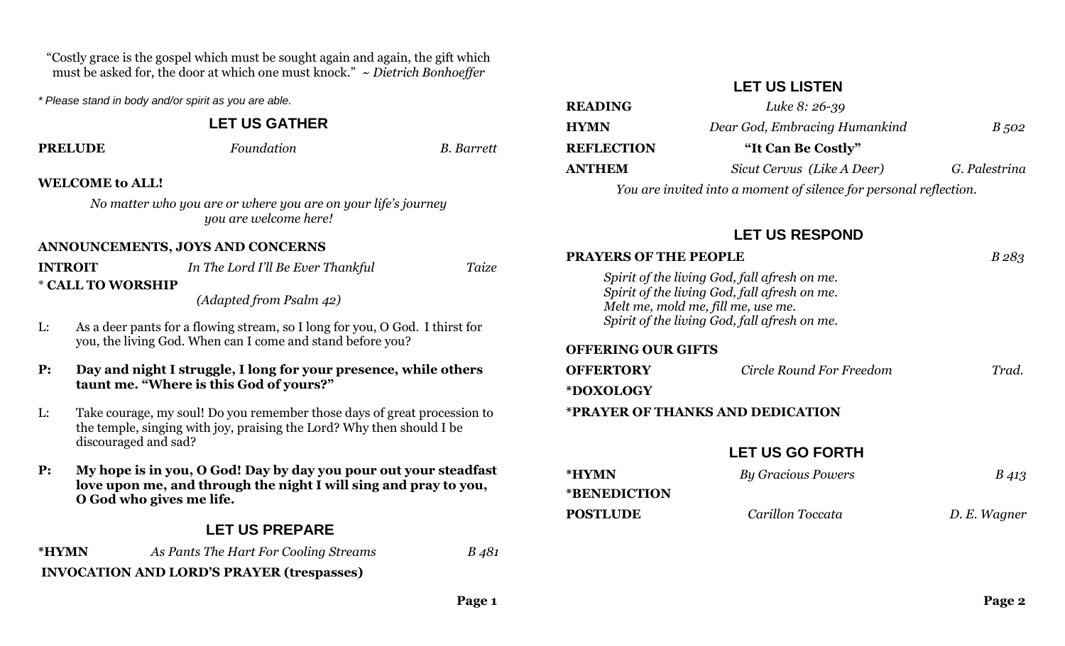"Costly grace is the gospel which must be sought again and again, the gift which must be asked for, the door at which one must knock." ~ *Dietrich Bonhoeffer*

*\* Please stand in body and/or spirit as you are able.*

## LET US GATHER

**PRELUDE** *Foundation* *B. Barrett*

**WELCOME to ALL!**

*No matter who you are or where you are on your life's journey you are welcome here!*

**ANNOUNCEMENTS, JOYS AND CONCERNS**

**INTROIT** *In The Lord I'll Be Ever Thankful* *Taize*

\* **CALL TO WORSHIP**

*(Adapted from Psalm 42)*

L: As a deer pants for a flowing stream, so I long for you, O God. I thirst for you, the living God. When can I come and stand before you?

**P: Day and night I struggle, I long for your presence, while others taunt me. "Where is this God of yours?"**

L: Take courage, my soul! Do you remember those days of great procession to the temple, singing with joy, praising the Lord? Why then should I be discouraged and sad?

**P: My hope is in you, O God! Day by day you pour out your steadfast love upon me, and through the night I will sing and pray to you, O God who gives me life.**

## LET US PREPARE

**\*HYMN** *As Pants The Hart For Cooling Streams* *B 481*

**INVOCATION AND LORD'S PRAYER (trespasses)**

## LET US LISTEN

**READING** *Luke 8: 26-39*

**HYMN** *Dear God, Embracing Humankind* *B 502*

**REFLECTION** **"It Can Be Costly"**

**ANTHEM** *Sicut Cervus (Like A Deer)* *G. Palestrina*

*You are invited into a moment of silence for personal reflection.*

## LET US RESPOND

**PRAYERS OF THE PEOPLE** *B 283*

*Spirit of the living God, fall afresh on me.*
*Spirit of the living God, fall afresh on me.*
*Melt me, mold me, fill me, use me.*
*Spirit of the living God, fall afresh on me.*

**OFFERING OUR GIFTS**

**OFFERTORY** *Circle Round For Freedom* *Trad.*

**\*DOXOLOGY**

**\*PRAYER OF THANKS AND DEDICATION**

## LET US GO FORTH

**\*HYMN** *By Gracious Powers* *B 413*

**\*BENEDICTION**

**POSTLUDE** *Carillon Toccata* *D. E. Wagner*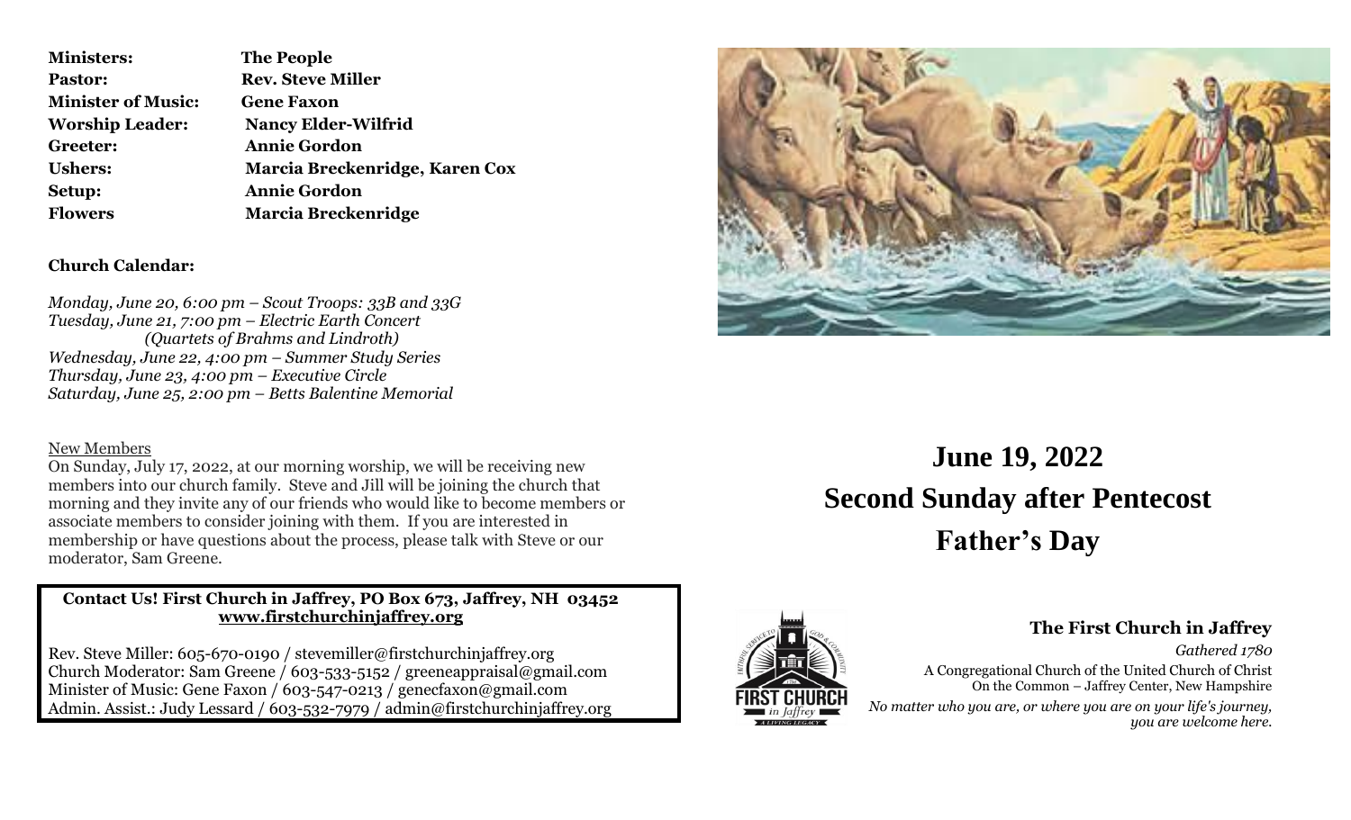| | |
|---|---|
| **Ministers:** | **The People** |
| **Pastor:** | **Rev. Steve Miller** |
| **Minister of Music:** | **Gene Faxon** |
| **Worship Leader:** | **Nancy Elder-Wilfrid** |
| **Greeter:** | **Annie Gordon** |
| **Ushers:** | **Marcia Breckenridge, Karen Cox** |
| **Setup:** | **Annie Gordon** |
| **Flowers** | **Marcia Breckenridge** |

**Church Calendar:**

*Monday, June 20, 6:00 pm – Scout Troops: 33B and 33G*
*Tuesday, June 21, 7:00 pm – Electric Earth Concert*
*(Quartets of Brahms and Lindroth)*
*Wednesday, June 22, 4:00 pm – Summer Study Series*
*Thursday, June 23, 4:00 pm – Executive Circle*
*Saturday, June 25, 2:00 pm – Betts Balentine Memorial*

New Members

On Sunday, July 17, 2022, at our morning worship, we will be receiving new members into our church family. Steve and Jill will be joining the church that morning and they invite any of our friends who would like to become members or associate members to consider joining with them. If you are interested in membership or have questions about the process, please talk with Steve or our moderator, Sam Greene.

**Contact Us! First Church in Jaffrey, PO Box 673, Jaffrey, NH 03452**
**www.firstchurchinjaffrey.org**

Rev. Steve Miller: 605-670-0190 / stevemiller@firstchurchinjaffrey.org
Church Moderator: Sam Greene / 603-533-5152 / greeneappraisal@gmail.com
Minister of Music: Gene Faxon / 603-547-0213 / genecfaxon@gmail.com
Admin. Assist.: Judy Lessard / 603-532-7979 / admin@firstchurchinjaffrey.org

# June 19, 2022
# Second Sunday after Pentecost
# Father's Day

### The First Church in Jaffrey

*Gathered 1780*

A Congregational Church of the United Church of Christ
On the Common – Jaffrey Center, New Hampshire

*No matter who you are, or where you are on your life's journey, you are welcome here.*